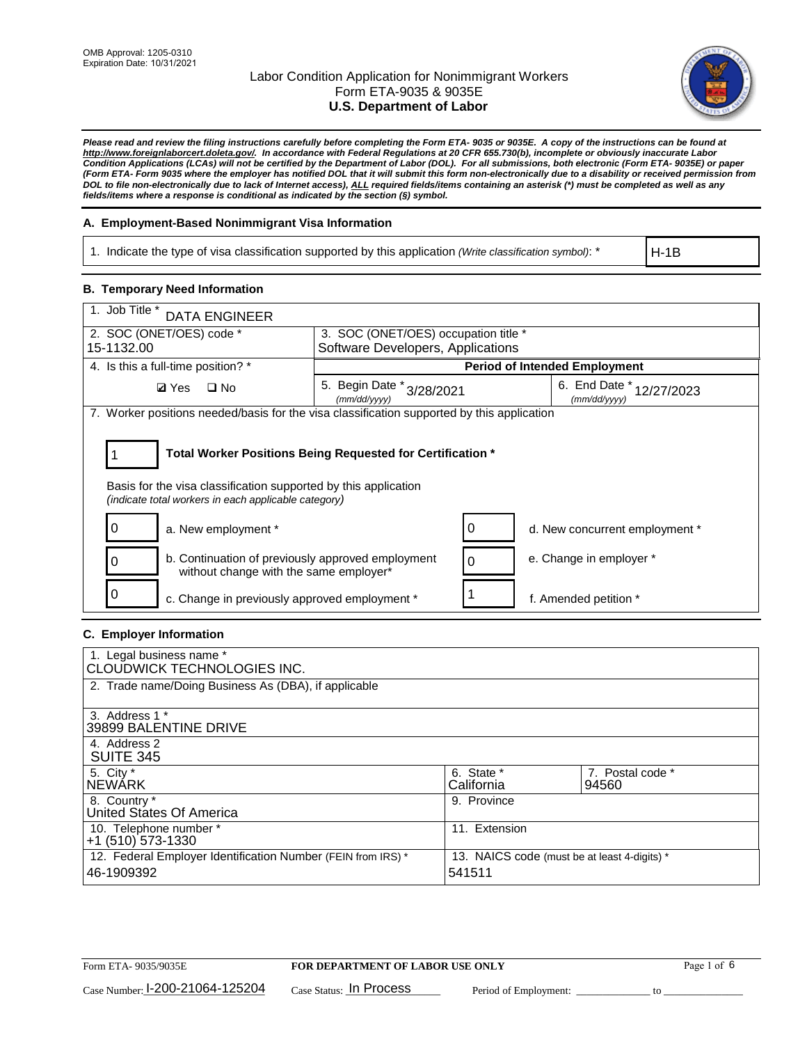OMB Approval: 1205-0310
Expiration Date: 10/31/2021

# Labor Condition Application for Nonimmigrant Workers
## Form ETA-9035 & 9035E
## U.S. Department of Labor

***Please read and review the filing instructions carefully before completing the Form ETA- 9035 or 9035E. A copy of the instructions can be found at http://www.foreignlaborcert.doleta.gov/. In accordance with Federal Regulations at 20 CFR 655.730(b), incomplete or obviously inaccurate Labor Condition Applications (LCAs) will not be certified by the Department of Labor (DOL). For all submissions, both electronic (Form ETA- 9035E) or paper (Form ETA- Form 9035 where the employer has notified DOL that it will submit this form non-electronically due to a disability or received permission from DOL to file non-electronically due to lack of Internet access), ALL required fields/items containing an asterisk (*) must be completed as well as any fields/items where a response is conditional as indicated by the section (§) symbol.***

### A. Employment-Based Nonimmigrant Visa Information

| 1. Indicate the type of visa classification supported by this application *(Write classification symbol)*: * | H-1B |
|---|---|

### B. Temporary Need Information

| 1. Job Title * DATA ENGINEER | | |
|---|---|---|
| 2. SOC (ONET/OES) code * 15-1132.00 | 3. SOC (ONET/OES) occupation title * Software Developers, Applications | |
| 4. Is this a full-time position? * | **Period of Intended Employment** | |
| ☑ Yes ☐ No | 5. Begin Date * (mm/dd/yyyy) 3/28/2021 | 6. End Date * (mm/dd/yyyy) 12/27/2023 |

7. Worker positions needed/basis for the visa classification supported by this application

**1** — **Total Worker Positions Being Requested for Certification ***

Basis for the visa classification supported by this application
*(indicate total workers in each applicable category)*

| Count | Category | Count | Category |
|---|---|---|---|
| 0 | a. New employment * | 0 | d. New concurrent employment * |
| 0 | b. Continuation of previously approved employment without change with the same employer* | 0 | e. Change in employer * |
| 0 | c. Change in previously approved employment * | 1 | f. Amended petition * |

### C. Employer Information

| 1. Legal business name * CLOUDWICK TECHNOLOGIES INC. | | |
|---|---|---|
| 2. Trade name/Doing Business As (DBA), if applicable | | |
| 3. Address 1 * 39899 BALENTINE DRIVE | | |
| 4. Address 2 SUITE 345 | | |
| 5. City * NEWARK | 6. State * California | 7. Postal code * 94560 |
| 8. Country * United States Of America | 9. Province | |
| 10. Telephone number * +1 (510) 573-1330 | 11. Extension | |
| 12. Federal Employer Identification Number (FEIN from IRS) * 46-1909392 | 13. NAICS code (must be at least 4-digits) * 541511 | |

Form ETA- 9035/9035E — **FOR DEPARTMENT OF LABOR USE ONLY**

Case Number: I-200-21064-125204 Case Status: In Process Period of Employment: _____________ to _____________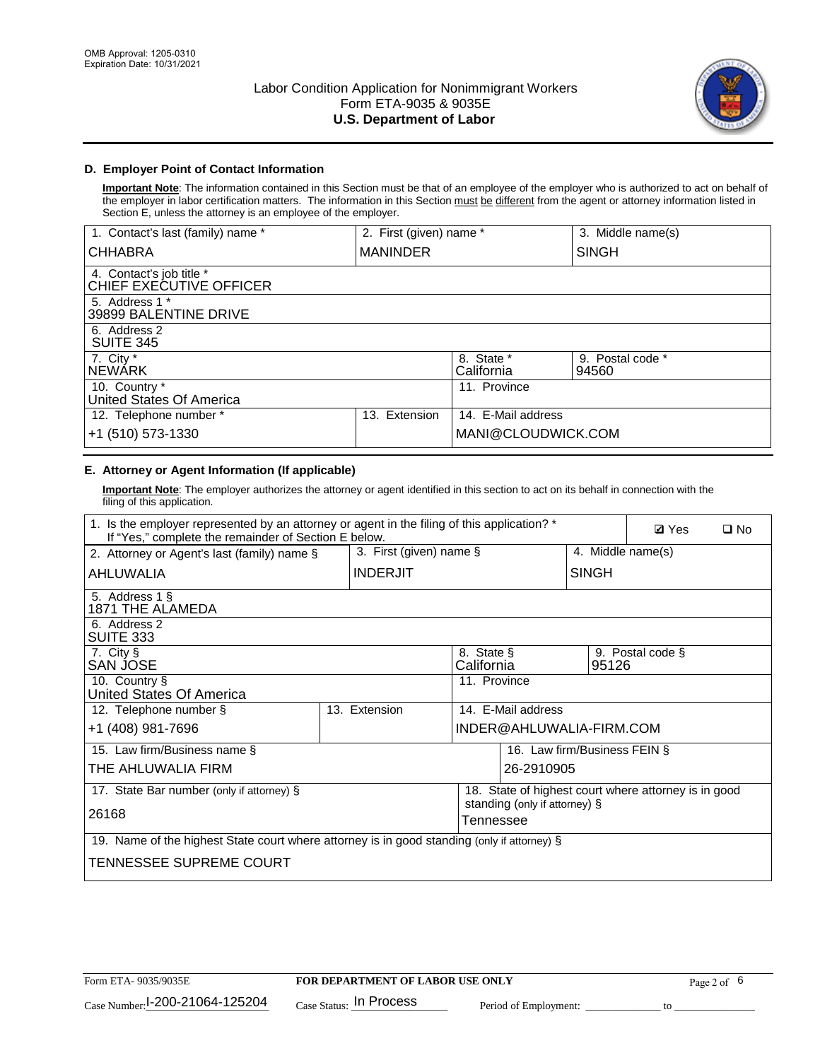OMB Approval: 1205-0310
Expiration Date: 10/31/2021

Labor Condition Application for Nonimmigrant Workers
Form ETA-9035 & 9035E
**U.S. Department of Labor**

### D. Employer Point of Contact Information

**Important Note**: The information contained in this Section must be that of an employee of the employer who is authorized to act on behalf of the employer in labor certification matters. The information in this Section must be different from the agent or attorney information listed in Section E, unless the attorney is an employee of the employer.

| 1. Contact's last (family) name * | 2. First (given) name * | 3. Middle name(s) |
|---|---|---|
| CHHABRA | MANINDER | SINGH |
| 4. Contact's job title * CHIEF EXECUTIVE OFFICER | | |
| 5. Address 1 * 39899 BALENTINE DRIVE | | |
| 6. Address 2 SUITE 345 | | |
| 7. City * NEWARK | 8. State * California | 9. Postal code * 94560 |
| 10. Country * United States Of America | 11. Province | |
| 12. Telephone number * +1 (510) 573-1330 | 13. Extension | 14. E-Mail address MANI@CLOUDWICK.COM |

### E. Attorney or Agent Information (If applicable)

**Important Note**: The employer authorizes the attorney or agent identified in this section to act on its behalf in connection with the filing of this application.

| 1. Is the employer represented by an attorney or agent in the filing of this application? * If "Yes," complete the remainder of Section E below. | | ☑ Yes ☐ No |
|---|---|---|
| 2. Attorney or Agent's last (family) name § AHLUWALIA | 3. First (given) name § INDERJIT | 4. Middle name(s) SINGH |
| 5. Address 1 § 1871 THE ALAMEDA | | |
| 6. Address 2 SUITE 333 | | |
| 7. City § SAN JOSE | 8. State § California | 9. Postal code § 95126 |
| 10. Country § United States Of America | 11. Province | |
| 12. Telephone number § +1 (408) 981-7696 | 13. Extension | 14. E-Mail address INDER@AHLUWALIA-FIRM.COM |
| 15. Law firm/Business name § THE AHLUWALIA FIRM | | 16. Law firm/Business FEIN § 26-2910905 |
| 17. State Bar number (only if attorney) § 26168 | | 18. State of highest court where attorney is in good standing (only if attorney) § Tennessee |
| 19. Name of the highest State court where attorney is in good standing (only if attorney) § TENNESSEE SUPREME COURT | | |

Form ETA- 9035/9035E | **FOR DEPARTMENT OF LABOR USE ONLY**

Case Number: I-200-21064-125204 Case Status: In Process Period of Employment: ____________ to ____________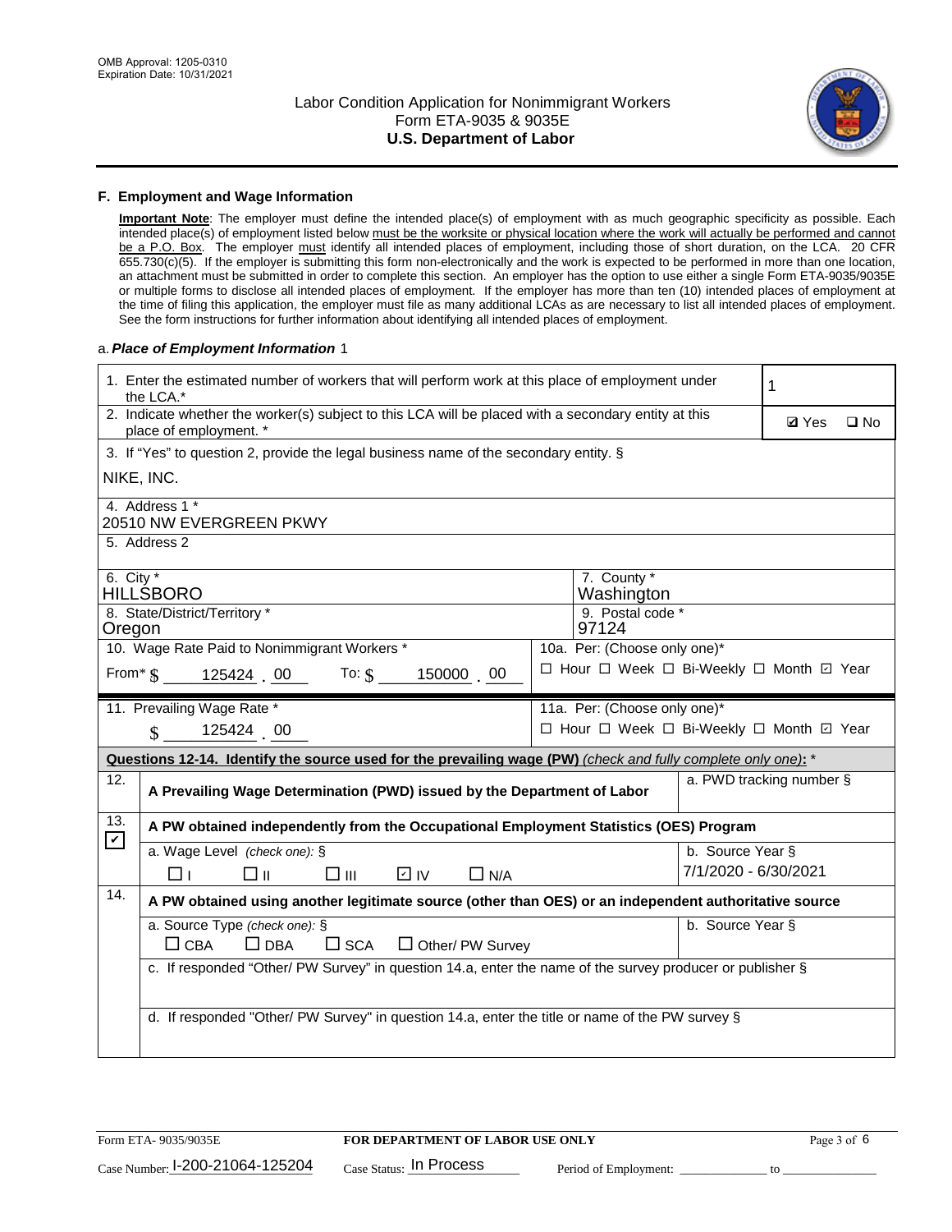## F. Employment and Wage Information

**Important Note**: The employer must define the intended place(s) of employment with as much geographic specificity as possible. Each intended place(s) of employment listed below must be the worksite or physical location where the work will actually be performed and cannot be a P.O. Box. The employer must identify all intended places of employment, including those of short duration, on the LCA. 20 CFR 655.730(c)(5). If the employer is submitting this form non-electronically and the work is expected to be performed in more than one location, an attachment must be submitted in order to complete this section. An employer has the option to use either a single Form ETA-9035/9035E or multiple forms to disclose all intended places of employment. If the employer has more than ten (10) intended places of employment at the time of filing this application, the employer must file as many additional LCAs as are necessary to list all intended places of employment. See the form instructions for further information about identifying all intended places of employment.

a. *Place of Employment Information* 1

1. Enter the estimated number of workers that will perform work at this place of employment under the LCA.* **1**

2. Indicate whether the worker(s) subject to this LCA will be placed with a secondary entity at this place of employment. * ☑ Yes ☐ No

3. If "Yes" to question 2, provide the legal business name of the secondary entity. §
NIKE, INC.

4. Address 1 *
20510 NW EVERGREEN PKWY

5. Address 2

6. City *
HILLSBORO

7. County *
Washington

8. State/District/Territory *
Oregon

9. Postal code *
97124

10. Wage Rate Paid to Nonimmigrant Workers *
From* $ 125424 . 00 To: $ 150000 . 00

10a. Per: (Choose only one)*
☐ Hour ☐ Week ☐ Bi-Weekly ☐ Month ☑ Year

11. Prevailing Wage Rate *
$ 125424 . 00

11a. Per: (Choose only one)*
☐ Hour ☐ Week ☐ Bi-Weekly ☐ Month ☑ Year

**Questions 12-14. Identify the source used for the prevailing wage (PW)** *(check and fully complete only one)*: *

12. ☐ **A Prevailing Wage Determination (PWD) issued by the Department of Labor**
a. PWD tracking number §

13. ☑ **A PW obtained independently from the Occupational Employment Statistics (OES) Program**
a. Wage Level *(check one)*: §
☐ I ☐ II ☐ III ☑ IV ☐ N/A
b. Source Year §
7/1/2020 - 6/30/2021

14. ☐ **A PW obtained using another legitimate source (other than OES) or an independent authoritative source**
a. Source Type *(check one)*: §
☐ CBA ☐ DBA ☐ SCA ☐ Other/ PW Survey
b. Source Year §
c. If responded "Other/ PW Survey" in question 14.a, enter the name of the survey producer or publisher §
d. If responded "Other/ PW Survey" in question 14.a, enter the title or name of the PW survey §

Form ETA- 9035/9035E **FOR DEPARTMENT OF LABOR USE ONLY**
Case Number: I-200-21064-125204 Case Status: In Process Period of Employment: _____________ to _____________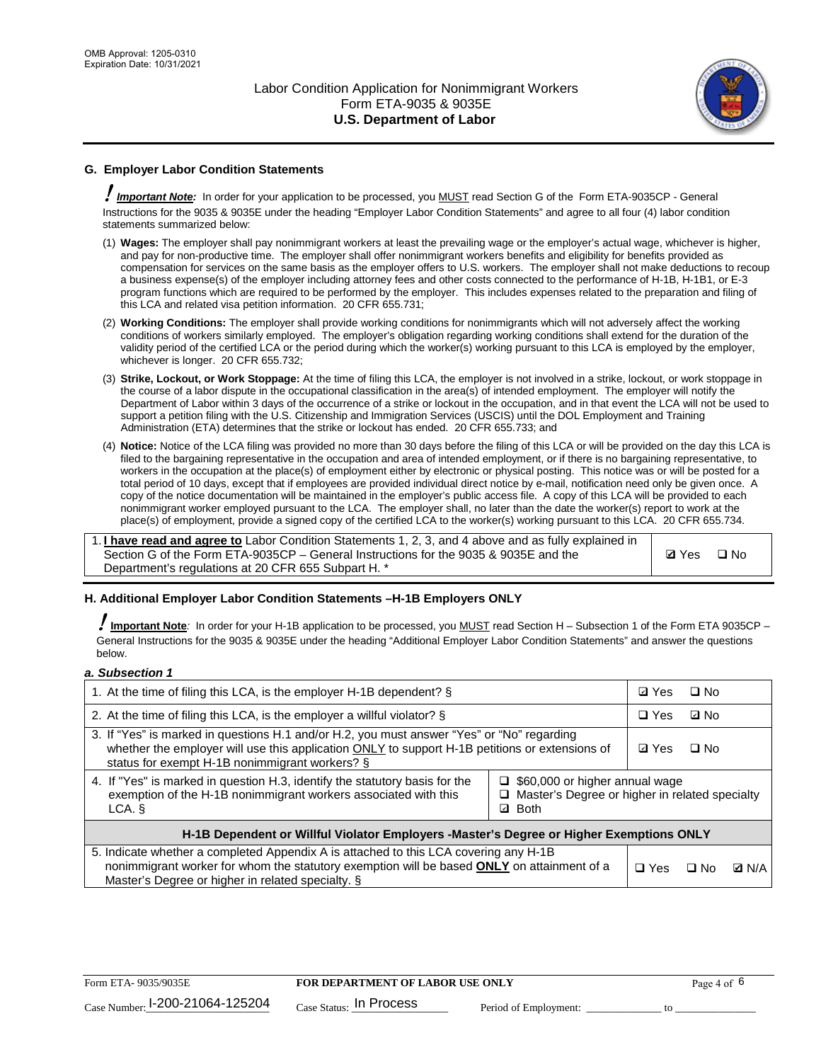## G. Employer Labor Condition Statements

*Important Note:* In order for your application to be processed, you MUST read Section G of the Form ETA-9035CP - General Instructions for the 9035 & 9035E under the heading "Employer Labor Condition Statements" and agree to all four (4) labor condition statements summarized below:

(1) **Wages:** The employer shall pay nonimmigrant workers at least the prevailing wage or the employer's actual wage, whichever is higher, and pay for non-productive time. The employer shall offer nonimmigrant workers benefits and eligibility for benefits provided as compensation for services on the same basis as the employer offers to U.S. workers. The employer shall not make deductions to recoup a business expense(s) of the employer including attorney fees and other costs connected to the performance of H-1B, H-1B1, or E-3 program functions which are required to be performed by the employer. This includes expenses related to the preparation and filing of this LCA and related visa petition information. 20 CFR 655.731;

(2) **Working Conditions:** The employer shall provide working conditions for nonimmigrants which will not adversely affect the working conditions of workers similarly employed. The employer's obligation regarding working conditions shall extend for the duration of the validity period of the certified LCA or the period during which the worker(s) working pursuant to this LCA is employed by the employer, whichever is longer. 20 CFR 655.732;

(3) **Strike, Lockout, or Work Stoppage:** At the time of filing this LCA, the employer is not involved in a strike, lockout, or work stoppage in the course of a labor dispute in the occupational classification in the area(s) of intended employment. The employer will notify the Department of Labor within 3 days of the occurrence of a strike or lockout in the occupation, and in that event the LCA will not be used to support a petition filing with the U.S. Citizenship and Immigration Services (USCIS) until the DOL Employment and Training Administration (ETA) determines that the strike or lockout has ended. 20 CFR 655.733; and

(4) **Notice:** Notice of the LCA filing was provided no more than 30 days before the filing of this LCA or will be provided on the day this LCA is filed to the bargaining representative in the occupation and area of intended employment, or if there is no bargaining representative, to workers in the occupation at the place(s) of employment either by electronic or physical posting. This notice was or will be posted for a total period of 10 days, except that if employees are provided individual direct notice by e-mail, notification need only be given once. A copy of the notice documentation will be maintained in the employer's public access file. A copy of this LCA will be provided to each nonimmigrant worker employed pursuant to the LCA. The employer shall, no later than the date the worker(s) report to work at the place(s) of employment, provide a signed copy of the certified LCA to the worker(s) working pursuant to this LCA. 20 CFR 655.734.

| | |
|---|---|
| 1. **I have read and agree to** Labor Condition Statements 1, 2, 3, and 4 above and as fully explained in Section G of the Form ETA-9035CP – General Instructions for the 9035 & 9035E and the Department's regulations at 20 CFR 655 Subpart H. * | ☑ Yes ☐ No |

## H. Additional Employer Labor Condition Statements –H-1B Employers ONLY

**Important Note**: In order for your H-1B application to be processed, you MUST read Section H – Subsection 1 of the Form ETA 9035CP – General Instructions for the 9035 & 9035E under the heading "Additional Employer Labor Condition Statements" and answer the questions below.

### *a. Subsection 1*

| | | |
|---|---|---|
| 1. At the time of filing this LCA, is the employer H-1B dependent? § | | ☑ Yes ☐ No |
| 2. At the time of filing this LCA, is the employer a willful violator? § | | ☐ Yes ☑ No |
| 3. If "Yes" is marked in questions H.1 and/or H.2, you must answer "Yes" or "No" regarding whether the employer will use this application ONLY to support H-1B petitions or extensions of status for exempt H-1B nonimmigrant workers? § | | ☑ Yes ☐ No |
| 4. If "Yes" is marked in question H.3, identify the statutory basis for the exemption of the H-1B nonimmigrant workers associated with this LCA. § | ☐ $60,000 or higher annual wage<br>☐ Master's Degree or higher in related specialty<br>☑ Both | |
| **H-1B Dependent or Willful Violator Employers -Master's Degree or Higher Exemptions ONLY** | | |
| 5. Indicate whether a completed Appendix A is attached to this LCA covering any H-1B nonimmigrant worker for whom the statutory exemption will be based **ONLY** on attainment of a Master's Degree or higher in related specialty. § | | ☐ Yes ☐ No ☑ N/A |

Form ETA- 9035/9035E **FOR DEPARTMENT OF LABOR USE ONLY**

Case Number: I-200-21064-125204 Case Status: In Process Period of Employment: _____________ to _____________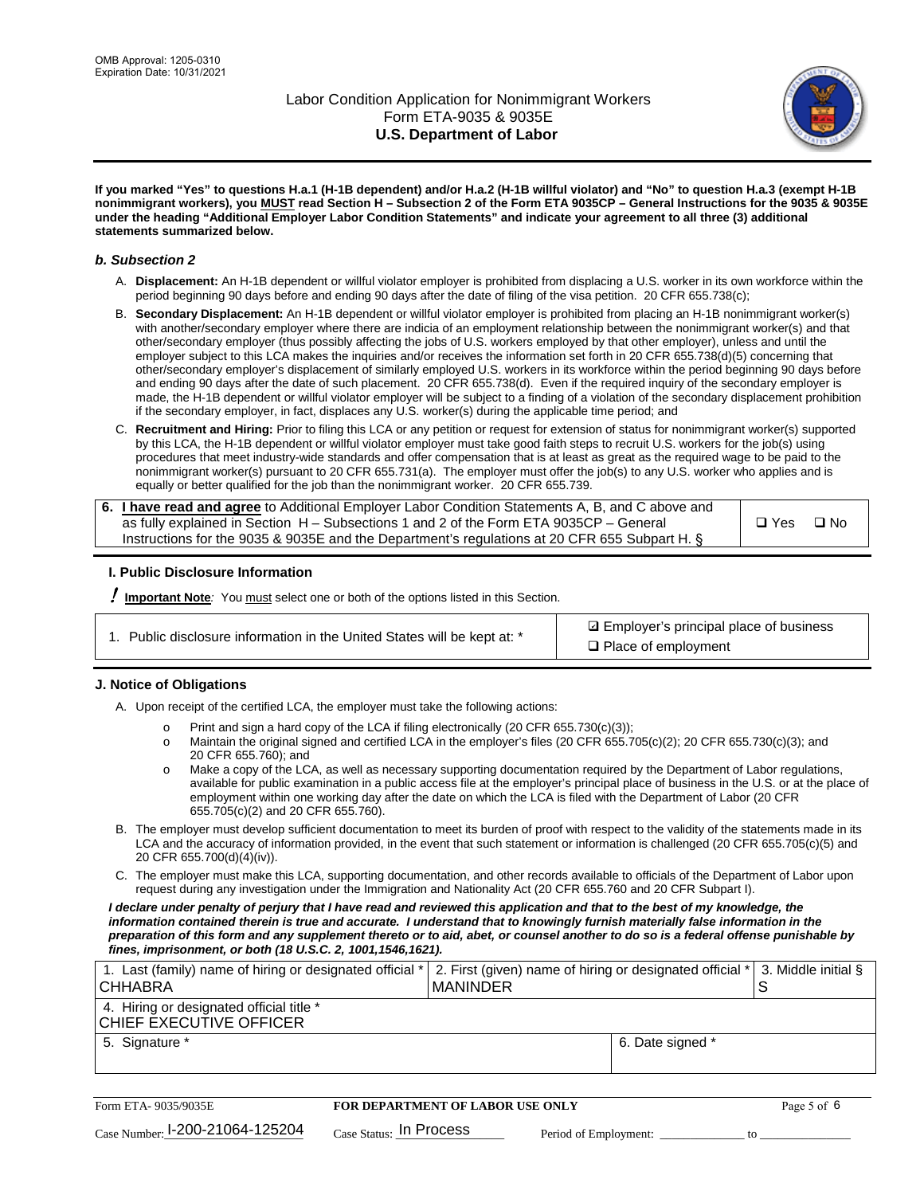**If you marked "Yes" to questions H.a.1 (H-1B dependent) and/or H.a.2 (H-1B willful violator) and "No" to question H.a.3 (exempt H-1B nonimmigrant workers), you MUST read Section H – Subsection 2 of the Form ETA 9035CP – General Instructions for the 9035 & 9035E under the heading "Additional Employer Labor Condition Statements" and indicate your agreement to all three (3) additional statements summarized below.**

### *b. Subsection 2*

A. **Displacement:** An H-1B dependent or willful violator employer is prohibited from displacing a U.S. worker in its own workforce within the period beginning 90 days before and ending 90 days after the date of filing of the visa petition. 20 CFR 655.738(c);

B. **Secondary Displacement:** An H-1B dependent or willful violator employer is prohibited from placing an H-1B nonimmigrant worker(s) with another/secondary employer where there are indicia of an employment relationship between the nonimmigrant worker(s) and that other/secondary employer (thus possibly affecting the jobs of U.S. workers employed by that other employer), unless and until the employer subject to this LCA makes the inquiries and/or receives the information set forth in 20 CFR 655.738(d)(5) concerning that other/secondary employer's displacement of similarly employed U.S. workers in its workforce within the period beginning 90 days before and ending 90 days after the date of such placement. 20 CFR 655.738(d). Even if the required inquiry of the secondary employer is made, the H-1B dependent or willful violator employer will be subject to a finding of a violation of the secondary displacement prohibition if the secondary employer, in fact, displaces any U.S. worker(s) during the applicable time period; and

C. **Recruitment and Hiring:** Prior to filing this LCA or any petition or request for extension of status for nonimmigrant worker(s) supported by this LCA, the H-1B dependent or willful violator employer must take good faith steps to recruit U.S. workers for the job(s) using procedures that meet industry-wide standards and offer compensation that is at least as great as the required wage to be paid to the nonimmigrant worker(s) pursuant to 20 CFR 655.731(a). The employer must offer the job(s) to any U.S. worker who applies and is equally or better qualified for the job than the nonimmigrant worker. 20 CFR 655.739.

| 6. **I have read and agree** to Additional Employer Labor Condition Statements A, B, and C above and as fully explained in Section H – Subsections 1 and 2 of the Form ETA 9035CP – General Instructions for the 9035 & 9035E and the Department's regulations at 20 CFR 655 Subpart H. § | ❑ Yes ❑ No |
|---|---|

### I. Public Disclosure Information

**! Important Note:** You must select one or both of the options listed in this Section.

| 1. Public disclosure information in the United States will be kept at: * | ☑ Employer's principal place of business<br>❑ Place of employment |
|---|---|

### J. Notice of Obligations

A. Upon receipt of the certified LCA, the employer must take the following actions:

- o Print and sign a hard copy of the LCA if filing electronically (20 CFR 655.730(c)(3));
- o Maintain the original signed and certified LCA in the employer's files (20 CFR 655.705(c)(2); 20 CFR 655.730(c)(3); and 20 CFR 655.760); and
- o Make a copy of the LCA, as well as necessary supporting documentation required by the Department of Labor regulations, available for public examination in a public access file at the employer's principal place of business in the U.S. or at the place of employment within one working day after the date on which the LCA is filed with the Department of Labor (20 CFR 655.705(c)(2) and 20 CFR 655.760).

B. The employer must develop sufficient documentation to meet its burden of proof with respect to the validity of the statements made in its LCA and the accuracy of information provided, in the event that such statement or information is challenged (20 CFR 655.705(c)(5) and 20 CFR 655.700(d)(4)(iv)).

C. The employer must make this LCA, supporting documentation, and other records available to officials of the Department of Labor upon request during any investigation under the Immigration and Nationality Act (20 CFR 655.760 and 20 CFR Subpart I).

***I declare under penalty of perjury that I have read and reviewed this application and that to the best of my knowledge, the information contained therein is true and accurate. I understand that to knowingly furnish materially false information in the preparation of this form and any supplement thereto or to aid, abet, or counsel another to do so is a federal offense punishable by fines, imprisonment, or both (18 U.S.C. 2, 1001,1546,1621).***

| 1. Last (family) name of hiring or designated official * CHHABRA | 2. First (given) name of hiring or designated official * MANINDER | 3. Middle initial § S |
|---|---|---|
| 4. Hiring or designated official title * CHIEF EXECUTIVE OFFICER | | |
| 5. Signature * | 6. Date signed * | |

| Form ETA- 9035/9035E | FOR DEPARTMENT OF LABOR USE ONLY | |
|---|---|---|
| Case Number: I-200-21064-125204 | Case Status: In Process | Period of Employment: _____________ to _____________ |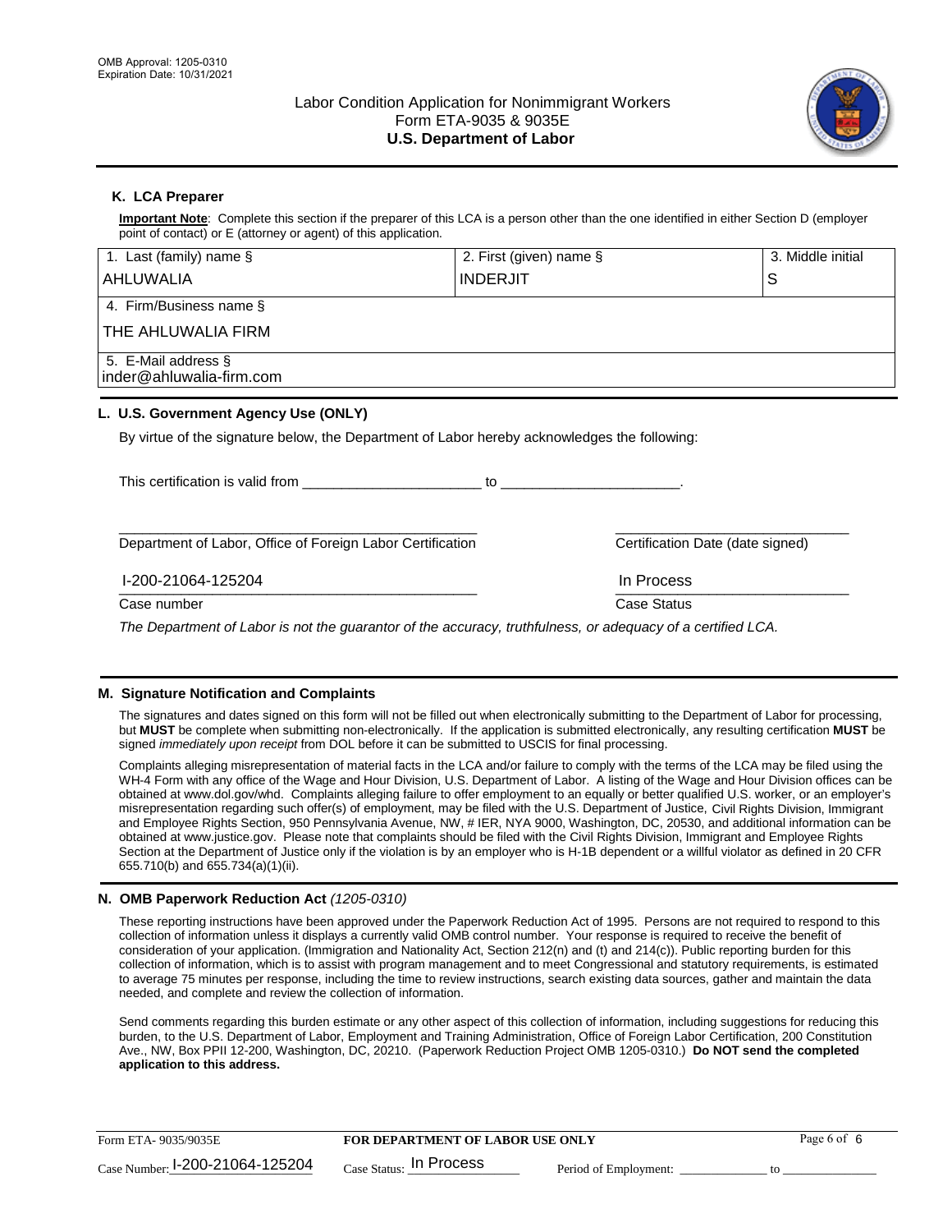OMB Approval: 1205-0310
Expiration Date: 10/31/2021

# Labor Condition Application for Nonimmigrant Workers
## Form ETA-9035 & 9035E
## U.S. Department of Labor

### K. LCA Preparer

**Important Note**: Complete this section if the preparer of this LCA is a person other than the one identified in either Section D (employer point of contact) or E (attorney or agent) of this application.

| 1. Last (family) name § | 2. First (given) name § | 3. Middle initial |
|---|---|---|
| AHLUWALIA | INDERJIT | S |
| 4. Firm/Business name § | | |
| THE AHLUWALIA FIRM | | |
| 5. E-Mail address § | | |
| inder@ahluwalia-firm.com | | |

### L. U.S. Government Agency Use (ONLY)

By virtue of the signature below, the Department of Labor hereby acknowledges the following:

This certification is valid from ______________________ to ______________________.

______________________________________________ ______________________________
Department of Labor, Office of Foreign Labor Certification Certification Date (date signed)

I-200-21064-125204 In Process
Case number Case Status

*The Department of Labor is not the guarantor of the accuracy, truthfulness, or adequacy of a certified LCA.*

### M. Signature Notification and Complaints

The signatures and dates signed on this form will not be filled out when electronically submitting to the Department of Labor for processing, but **MUST** be complete when submitting non-electronically. If the application is submitted electronically, any resulting certification **MUST** be signed *immediately upon receipt* from DOL before it can be submitted to USCIS for final processing.

Complaints alleging misrepresentation of material facts in the LCA and/or failure to comply with the terms of the LCA may be filed using the WH-4 Form with any office of the Wage and Hour Division, U.S. Department of Labor. A listing of the Wage and Hour Division offices can be obtained at www.dol.gov/whd. Complaints alleging failure to offer employment to an equally or better qualified U.S. worker, or an employer's misrepresentation regarding such offer(s) of employment, may be filed with the U.S. Department of Justice, Civil Rights Division, Immigrant and Employee Rights Section, 950 Pennsylvania Avenue, NW, # IER, NYA 9000, Washington, DC, 20530, and additional information can be obtained at www.justice.gov. Please note that complaints should be filed with the Civil Rights Division, Immigrant and Employee Rights Section at the Department of Justice only if the violation is by an employer who is H-1B dependent or a willful violator as defined in 20 CFR 655.710(b) and 655.734(a)(1)(ii).

### N. OMB Paperwork Reduction Act *(1205-0310)*

These reporting instructions have been approved under the Paperwork Reduction Act of 1995. Persons are not required to respond to this collection of information unless it displays a currently valid OMB control number. Your response is required to receive the benefit of consideration of your application. (Immigration and Nationality Act, Section 212(n) and (t) and 214(c)). Public reporting burden for this collection of information, which is to assist with program management and to meet Congressional and statutory requirements, is estimated to average 75 minutes per response, including the time to review instructions, search existing data sources, gather and maintain the data needed, and complete and review the collection of information.

Send comments regarding this burden estimate or any other aspect of this collection of information, including suggestions for reducing this burden, to the U.S. Department of Labor, Employment and Training Administration, Office of Foreign Labor Certification, 200 Constitution Ave., NW, Box PPII 12-200, Washington, DC, 20210. (Paperwork Reduction Project OMB 1205-0310.) **Do NOT send the completed application to this address.**

Form ETA- 9035/9035E **FOR DEPARTMENT OF LABOR USE ONLY**
Case Number: I-200-21064-125204 Case Status: In Process Period of Employment: ______________ to ______________